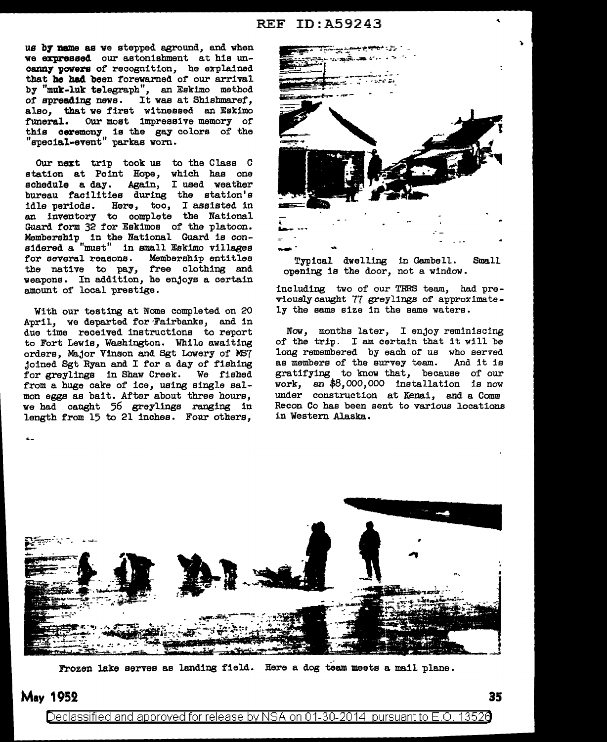us by name as we stepped aground, and when we expressed our astonishment at his uncanny powers of recognition, he explained that he had been forewarned of our arrival by "muk-luk telegraph", an Eskimo method of spreading news. It was at Shishmaref, also, that we first witnessed an Eskimo funeral. Our most impressive memory of this ceremony is the gay colors of the "special-event" parkas worn.

Our next trip took us to the Class C station at Point Hope, which has one schedule a day. Again, I used weather bureau facilities during the station's idle periods. Here, too, I assisted in an inventory to complete the National Guard form 32 for Eskimos of the platoon. Membership in the National Guard is considered a "must" in small Eskimo villages for several reasons. Membership entitles the native to pay, free clothing and weapons. In addition, he enjoys a certain amount of local prestige.

With our testing at Nome completed on 20 April, we departed for Fairbanks, and in due time received instructions to report to Fort Lewis, Washington. While awaiting orders, Major Vinson and Sgt Lowery of MS7 joined Sgt Ryan and I for a day of fishing for greylings in Shaw Creek. We fished from a huge cake of ice, using single salmon eggs as bait. After about three hours, we had caught 56 greylings ranging in length from 15 to 21 inches. Four others, including two of our TRRS team, had previously caught 77 greylings of approximately the same size in the same waters.

Typical dwelling in Gambell. Small opening is the door, not a window.

Now, months later, I enjoy reminiscing of the trip. I am certain that it will be long remembered by each of us who served as members of the survey team. And it is gratifying to know that, because of our work, an $8,000,000 installation is now under construction at Kenai, and a Comm Recon Co has been sent to various locations in Western Alaska.

Frozen lake serves as landing field. Here a dog team meets a mail plane.

May 1952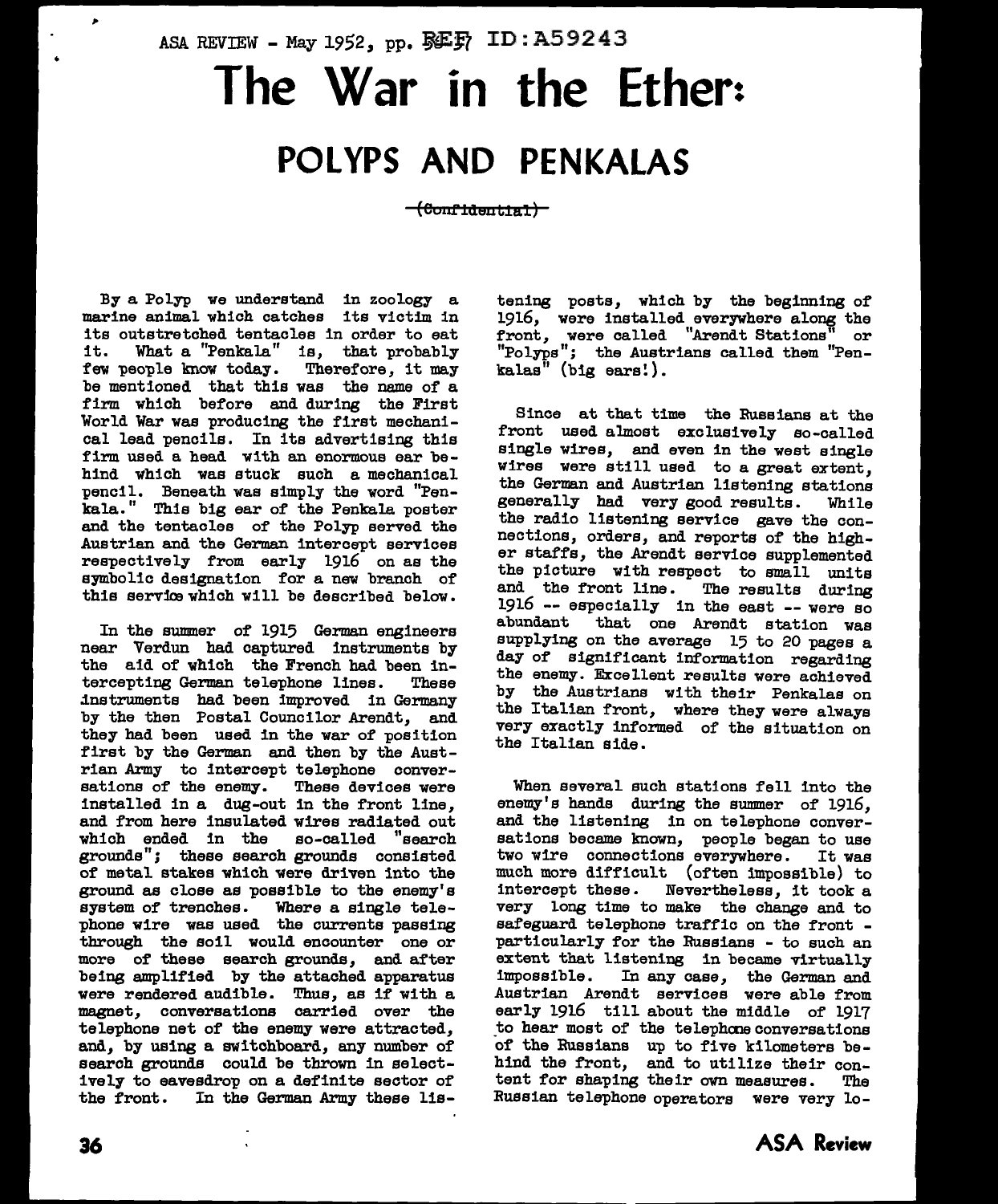ASA REVIEW - May 1952, pp. REF ID:A59243

# The War in the Ether:

## POLYPS AND PENKALAS

~~(Confidential)~~

By a Polyp we understand in zoology a marine animal which catches its victim in its outstretched tentacles in order to eat it. What a "Penkala" is, that probably few people know today. Therefore, it may be mentioned that this was the name of a firm which before and during the First World War was producing the first mechanical lead pencils. In its advertising this firm used a head with an enormous ear behind which was stuck such a mechanical pencil. Beneath was simply the word "Penkala." This big ear of the Penkala poster and the tentacles of the Polyp served the Austrian and the German intercept services respectively from early 1916 on as the symbolic designation for a new branch of this service which will be described below.

In the summer of 1915 German engineers near Verdun had captured instruments by the aid of which the French had been intercepting German telephone lines. These instruments had been improved in Germany by the then Postal Councilor Arendt, and they had been used in the war of position first by the German and then by the Austrian Army to intercept telephone conversations of the enemy. These devices were installed in a dug-out in the front line, and from here insulated wires radiated out which ended in the so-called "search grounds"; these search grounds consisted of metal stakes which were driven into the ground as close as possible to the enemy's system of trenches. Where a single telephone wire was used the currents passing through the soil would encounter one or more of these search grounds, and after being amplified by the attached apparatus were rendered audible. Thus, as if with a magnet, conversations carried over the telephone net of the enemy were attracted, and, by using a switchboard, any number of search grounds could be thrown in selectively to eavesdrop on a definite sector of the front. In the German Army these listening posts, which by the beginning of 1916, were installed everywhere along the front, were called "Arendt Stations" or "Polyps"; the Austrians called them "Penkalas" (big ears!).

Since at that time the Russians at the front used almost exclusively so-called single wires, and even in the west single wires were still used to a great extent, the German and Austrian listening stations generally had very good results. While the radio listening service gave the connections, orders, and reports of the higher staffs, the Arendt service supplemented the picture with respect to small units and the front line. The results during 1916 -- especially in the east -- were so abundant that one Arendt station was supplying on the average 15 to 20 pages a day of significant information regarding the enemy. Excellent results were achieved by the Austrians with their Penkalas on the Italian front, where they were always very exactly informed of the situation on the Italian side.

When several such stations fell into the enemy's hands during the summer of 1916, and the listening in on telephone conversations became known, people began to use two wire connections everywhere. It was much more difficult (often impossible) to intercept these. Nevertheless, it took a very long time to make the change and to safeguard telephone traffic on the front - particularly for the Russians - to such an extent that listening in became virtually impossible. In any case, the German and Austrian Arendt services were able from early 1916 till about the middle of 1917 to hear most of the telephone conversations of the Russians up to five kilometers behind the front, and to utilize their content for shaping their own measures. The Russian telephone operators were very lo-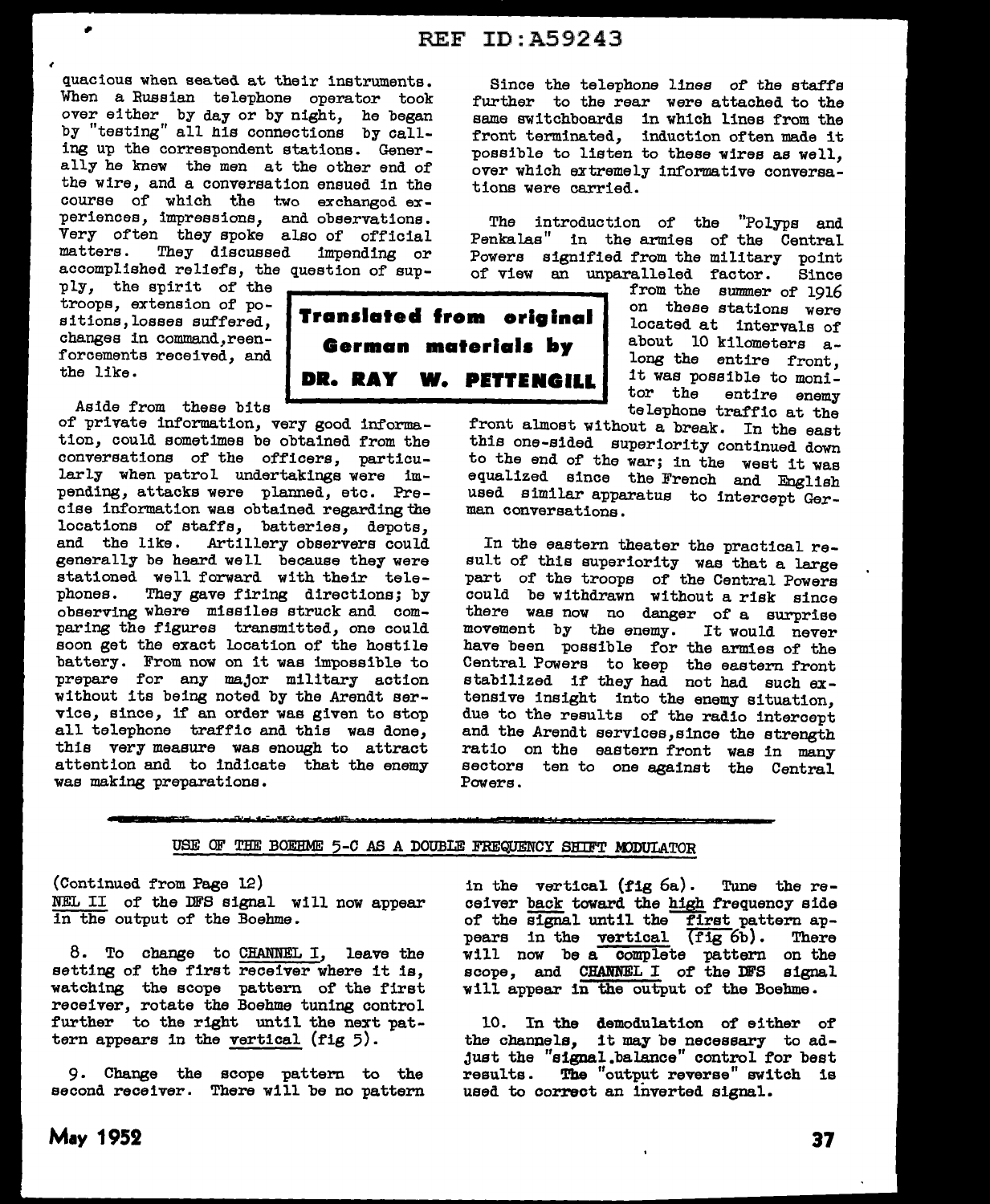quacious when seated at their instruments. When a Russian telephone operator took over either by day or by night, he began by "testing" all his connections by calling up the correspondent stations. Generally he knew the men at the other end of the wire, and a conversation ensued in the course of which the two exchanged experiences, impressions, and observations. Very often they spoke also of official matters. They discussed impending or accomplished reliefs, the question of supply, the spirit of the troops, extension of positions, losses suffered, changes in command, reenforcements received, and the like.

Aside from these bits of private information, very good information, could sometimes be obtained from the conversations of the officers, particularly when patrol undertakings were impending, attacks were planned, etc. Precise information was obtained regarding the locations of staffs, batteries, depots, and the like. Artillery observers could generally be heard well because they were stationed well forward with their telephones. They gave firing directions; by observing where missiles struck and comparing the figures transmitted, one could soon get the exact location of the hostile battery. From now on it was impossible to prepare for any major military action without its being noted by the Arendt service, since, if an order was given to stop all telephone traffic and this was done, this very measure was enough to attract attention and to indicate that the enemy was making preparations.

**Translated from original German materials by DR. RAY W. PETTENGILL**

Since the telephone lines of the staffs further to the rear were attached to the same switchboards in which lines from the front terminated, induction often made it possible to listen to these wires as well, over which extremely informative conversations were carried.

The introduction of the "Polyps and Penkalas" in the armies of the Central Powers signified from the military point of view an unparalleled factor. Since from the summer of 1916 on these stations were located at intervals of about 10 kilometers along the entire front, it was possible to monitor the entire enemy telephone traffic at the front almost without a break. In the east this one-sided superiority continued down to the end of the war; in the west it was equalized since the French and English used similar apparatus to intercept German conversations.

In the eastern theater the practical result of this superiority was that a large part of the troops of the Central Powers could be withdrawn without a risk since there was now no danger of a surprise movement by the enemy. It would never have been possible for the armies of the Central Powers to keep the eastern front stabilized if they had not had such extensive insight into the enemy situation, due to the results of the radio intercept and the Arendt services, since the strength ratio on the eastern front was in many sectors ten to one against the Central Powers.

---

## USE OF THE BOEHME 5-C AS A DOUBLE FREQUENCY SHIFT MODULATOR

(Continued from Page 12)

CHANNEL II of the DFS signal will now appear in the output of the Boehme.

8. To change to CHANNEL I, leave the setting of the first receiver where it is, watching the scope pattern of the first receiver, rotate the Boehme tuning control further to the right until the next pattern appears in the vertical (fig 5).

9. Change the scope pattern to the second receiver. There will be no pattern in the vertical (fig 6a). Tune the receiver back toward the high frequency side of the signal until the first pattern appears in the vertical (fig 6b). There will now be a complete pattern on the scope, and CHANNEL I of the DFS signal will appear in the output of the Boehme.

10. In the demodulation of either of the channels, it may be necessary to adjust the "signal.balance" control for best results. The "output reverse" switch is used to correct an inverted signal.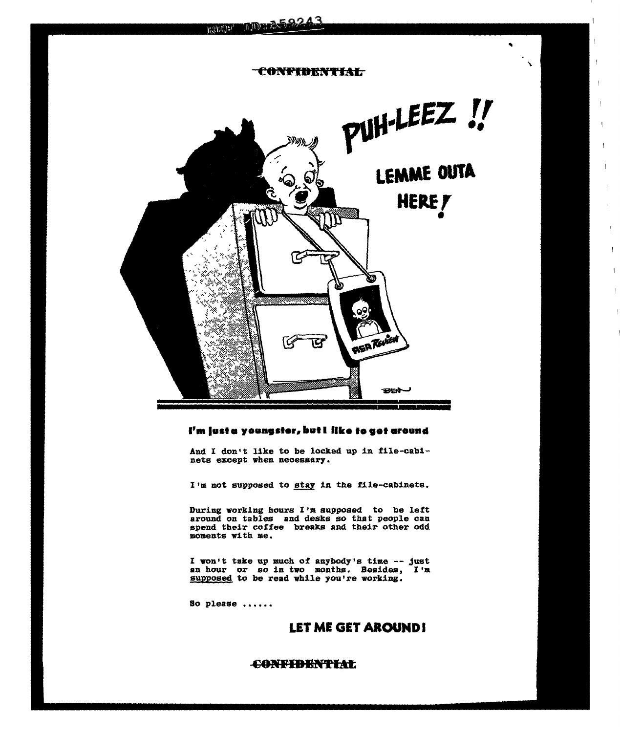~~CONFIDENTIAL~~

PUH-LEEZ !!

LEMME OUTA HERE!

**I'm just a youngster, but I like to get around**

And I don't like to be locked up in file-cabinets except when necessary.

I'm not supposed to stay in the file-cabinets.

During working hours I'm supposed to be left around on tables and desks so that people can spend their coffee breaks and their other odd moments with me.

I won't take up much of anybody's time -- just an hour or so in two months. Besides, I'm supposed to be read while you're working.

So please ......

**LET ME GET AROUND!**

~~CONFIDENTIAL~~